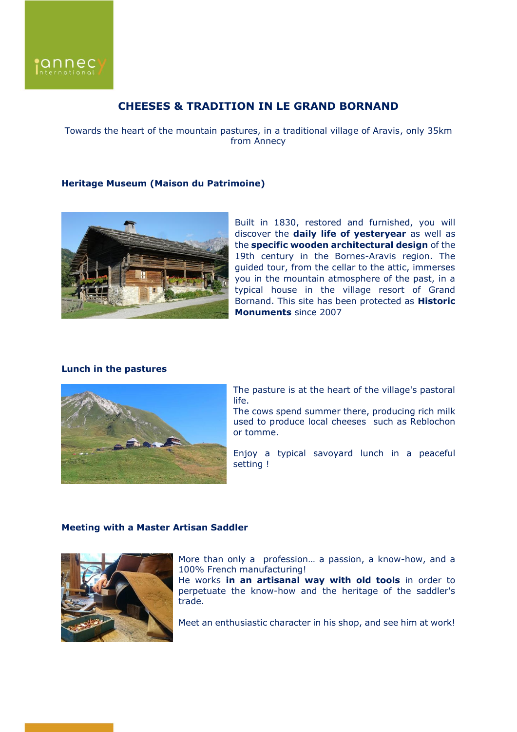# CHEESES & TRADITION IN LE GRAND BORNAND

Towards the heart of the mountain pastures, in a traditional village of Aravis, only 35km from Annecy

### Heritage Museum (Maison du Patrimoine)

Built in 1830, restored and furnished, you will discover the **daily life of yesteryear** as well as the **specific wooden architectural design** of the 19th century in the Bornes-Aravis region. The guided tour, from the cellar to the attic, immerses you in the mountain atmosphere of the past, in a typical house in the village resort of Grand Bornand. This site has been protected as **Historic Monuments** since 2007

### Lunch in the pastures

The pasture is at the heart of the village's pastoral life.
The cows spend summer there, producing rich milk used to produce local cheeses such as Reblochon or tomme.

Enjoy a typical savoyard lunch in a peaceful setting !

### Meeting with a Master Artisan Saddler

More than only a profession… a passion, a know-how, and a 100% French manufacturing!
He works **in an artisanal way with old tools** in order to perpetuate the know-how and the heritage of the saddler's trade.

Meet an enthusiastic character in his shop, and see him at work!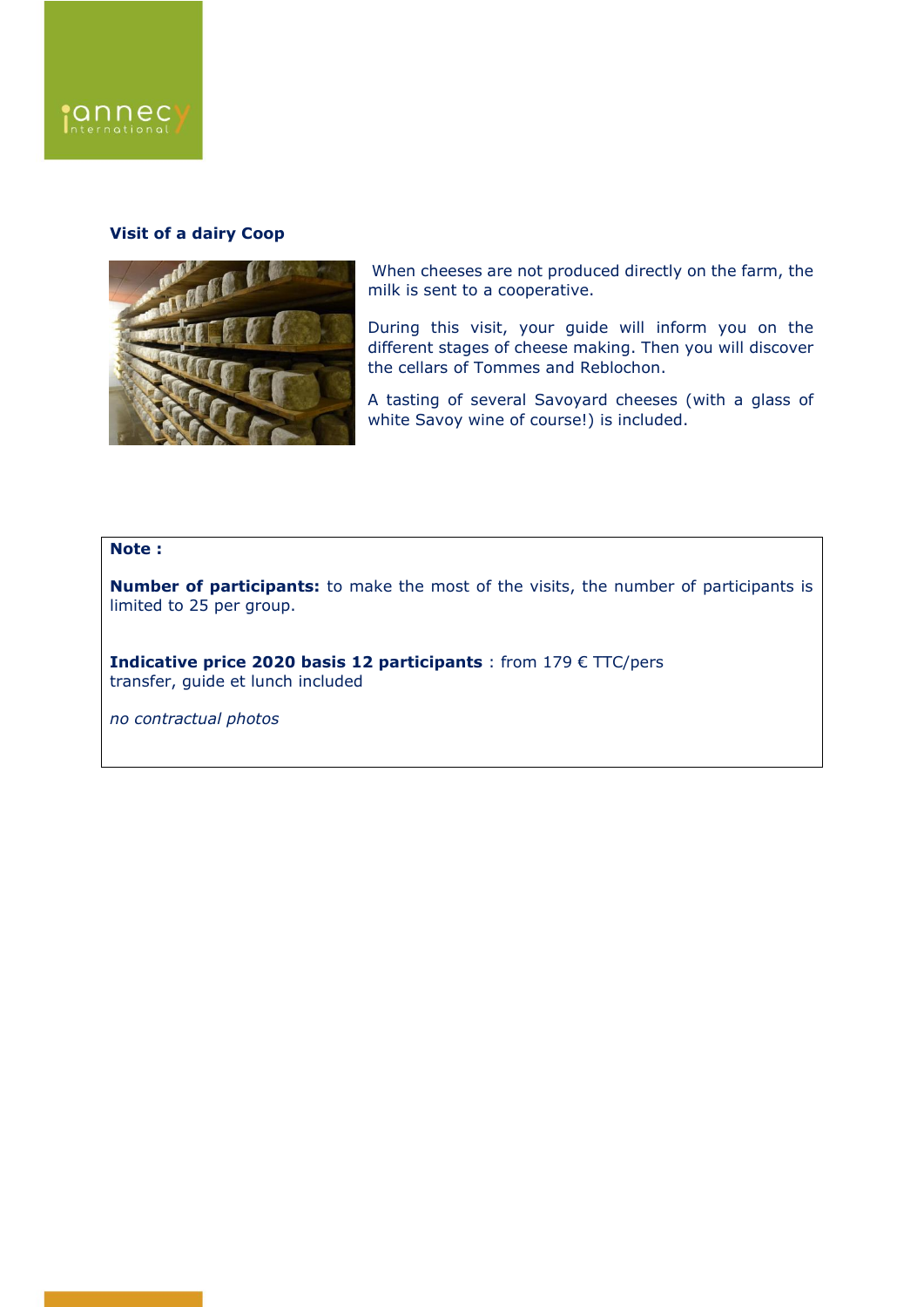### Visit of a dairy Coop

When cheeses are not produced directly on the farm, the milk is sent to a cooperative.

During this visit, your guide will inform you on the different stages of cheese making. Then you will discover the cellars of Tommes and Reblochon.

A tasting of several Savoyard cheeses (with a glass of white Savoy wine of course!) is included.

**Note :**

**Number of participants:** to make the most of the visits, the number of participants is limited to 25 per group.

**Indicative price 2020 basis 12 participants** : from 179 € TTC/pers
transfer, guide et lunch included

*no contractual photos*